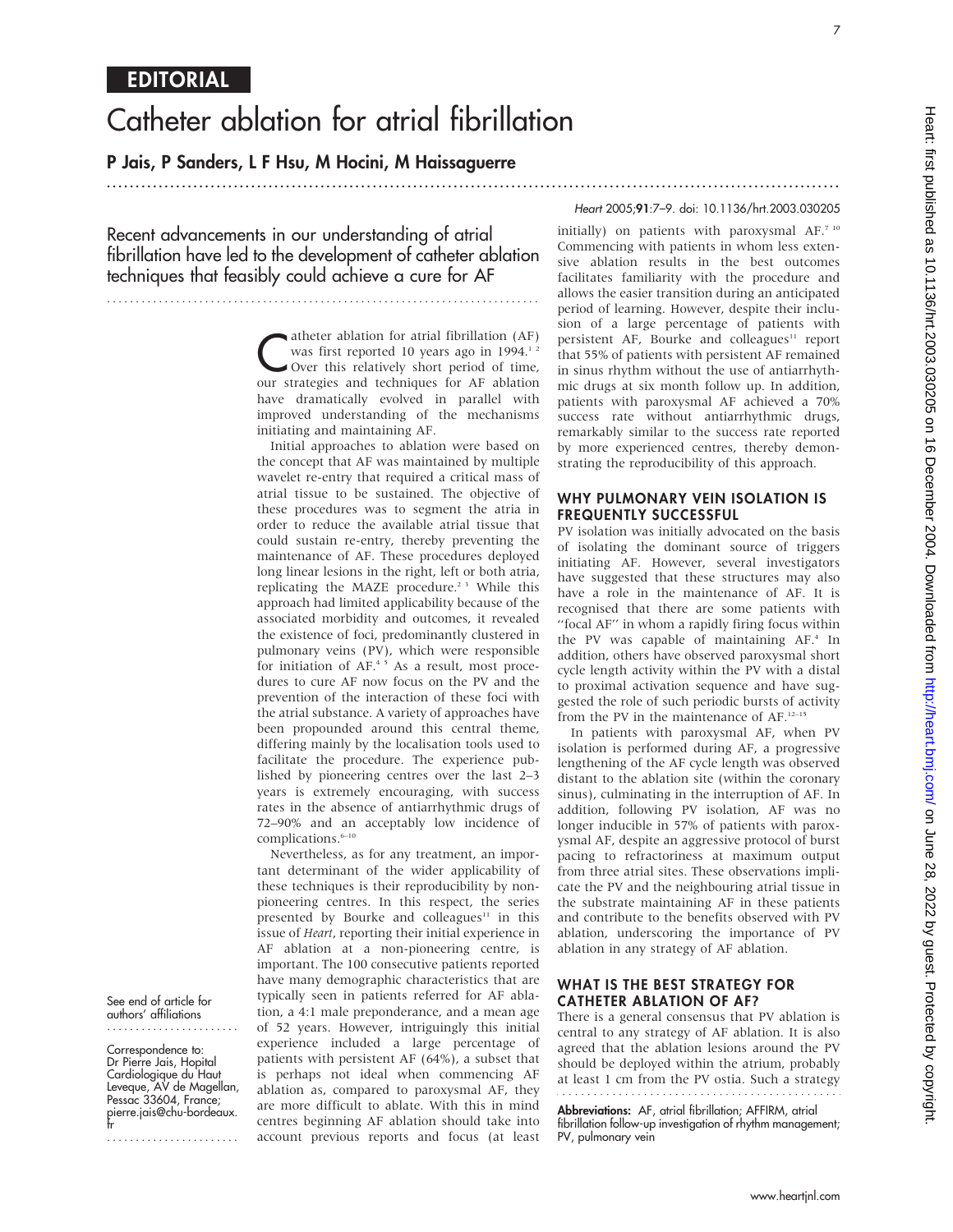# EDITORIAL

# Catheter ablation for atrial fibrillation

**P Jais, P Sanders, L F Hsu, M Hocini, M Haissaguerre**

*Heart* 2005;**91**:7–9. doi: 10.1136/hrt.2003.030205

Recent advancements in our understanding of atrial fibrillation have led to the development of catheter ablation techniques that feasibly could achieve a cure for AF

Catheter ablation for atrial fibrillation (AF) was first reported 10 years ago in 1994.[1,2] Over this relatively short period of time, our strategies and techniques for AF ablation have dramatically evolved in parallel with improved understanding of the mechanisms initiating and maintaining AF.

Initial approaches to ablation were based on the concept that AF was maintained by multiple wavelet re-entry that required a critical mass of atrial tissue to be sustained. The objective of these procedures was to segment the atria in order to reduce the available atrial tissue that could sustain re-entry, thereby preventing the maintenance of AF. These procedures deployed long linear lesions in the right, left or both atria, replicating the MAZE procedure.[2,3] While this approach had limited applicability because of the associated morbidity and outcomes, it revealed the existence of foci, predominantly clustered in pulmonary veins (PV), which were responsible for initiation of AF.[4,5] As a result, most procedures to cure AF now focus on the PV and the prevention of the interaction of these foci with the atrial substance. A variety of approaches have been propounded around this central theme, differing mainly by the localisation tools used to facilitate the procedure. The experience published by pioneering centres over the last 2–3 years is extremely encouraging, with success rates in the absence of antiarrhythmic drugs of 72–90% and an acceptably low incidence of complications.[6–10]

Nevertheless, as for any treatment, an important determinant of the wider applicability of these techniques is their reproducibility by non-pioneering centres. In this respect, the series presented by Bourke and colleagues[11] in this issue of *Heart*, reporting their initial experience in AF ablation at a non-pioneering centre, is important. The 100 consecutive patients reported have many demographic characteristics that are typically seen in patients referred for AF ablation, a 4:1 male preponderance, and a mean age of 52 years. However, intriguingly this initial experience included a large percentage of patients with persistent AF (64%), a subset that is perhaps not ideal when commencing AF ablation as, compared to paroxysmal AF, they are more difficult to ablate. With this in mind centres beginning AF ablation should take into account previous reports and focus (at least initially) on patients with paroxysmal AF.[7,10] Commencing with patients in whom less extensive ablation results in the best outcomes facilitates familiarity with the procedure and allows the easier transition during an anticipated period of learning. However, despite their inclusion of a large percentage of patients with persistent AF, Bourke and colleagues[11] report that 55% of patients with persistent AF remained in sinus rhythm without the use of antiarrhythmic drugs at six month follow up. In addition, patients with paroxysmal AF achieved a 70% success rate without antiarrhythmic drugs, remarkably similar to the success rate reported by more experienced centres, thereby demonstrating the reproducibility of this approach.

## WHY PULMONARY VEIN ISOLATION IS FREQUENTLY SUCCESSFUL

PV isolation was initially advocated on the basis of isolating the dominant source of triggers initiating AF. However, several investigators have suggested that these structures may also have a role in the maintenance of AF. It is recognised that there are some patients with "focal AF" in whom a rapidly firing focus within the PV was capable of maintaining AF.[4] In addition, others have observed paroxysmal short cycle length activity within the PV with a distal to proximal activation sequence and have suggested the role of such periodic bursts of activity from the PV in the maintenance of AF.[12–15]

In patients with paroxysmal AF, when PV isolation is performed during AF, a progressive lengthening of the AF cycle length was observed distant to the ablation site (within the coronary sinus), culminating in the interruption of AF. In addition, following PV isolation, AF was no longer inducible in 57% of patients with paroxysmal AF, despite an aggressive protocol of burst pacing to refractoriness at maximum output from three atrial sites. These observations implicate the PV and the neighbouring atrial tissue in the substrate maintaining AF in these patients and contribute to the benefits observed with PV ablation, underscoring the importance of PV ablation in any strategy of AF ablation.

## WHAT IS THE BEST STRATEGY FOR CATHETER ABLATION OF AF?

There is a general consensus that PV ablation is central to any strategy of AF ablation. It is also agreed that the ablation lesions around the PV should be deployed within the atrium, probably at least 1 cm from the PV ostia. Such a strategy

See end of article for authors' affiliations

Correspondence to: Dr Pierre Jais, Hopital Cardiologique du Haut Leveque, AV de Magellan, Pessac 33604, France; pierre.jais@chu-bordeaux.fr

**Abbreviations:** AF, atrial fibrillation; AFFIRM, atrial fibrillation follow-up investigation of rhythm management; PV, pulmonary vein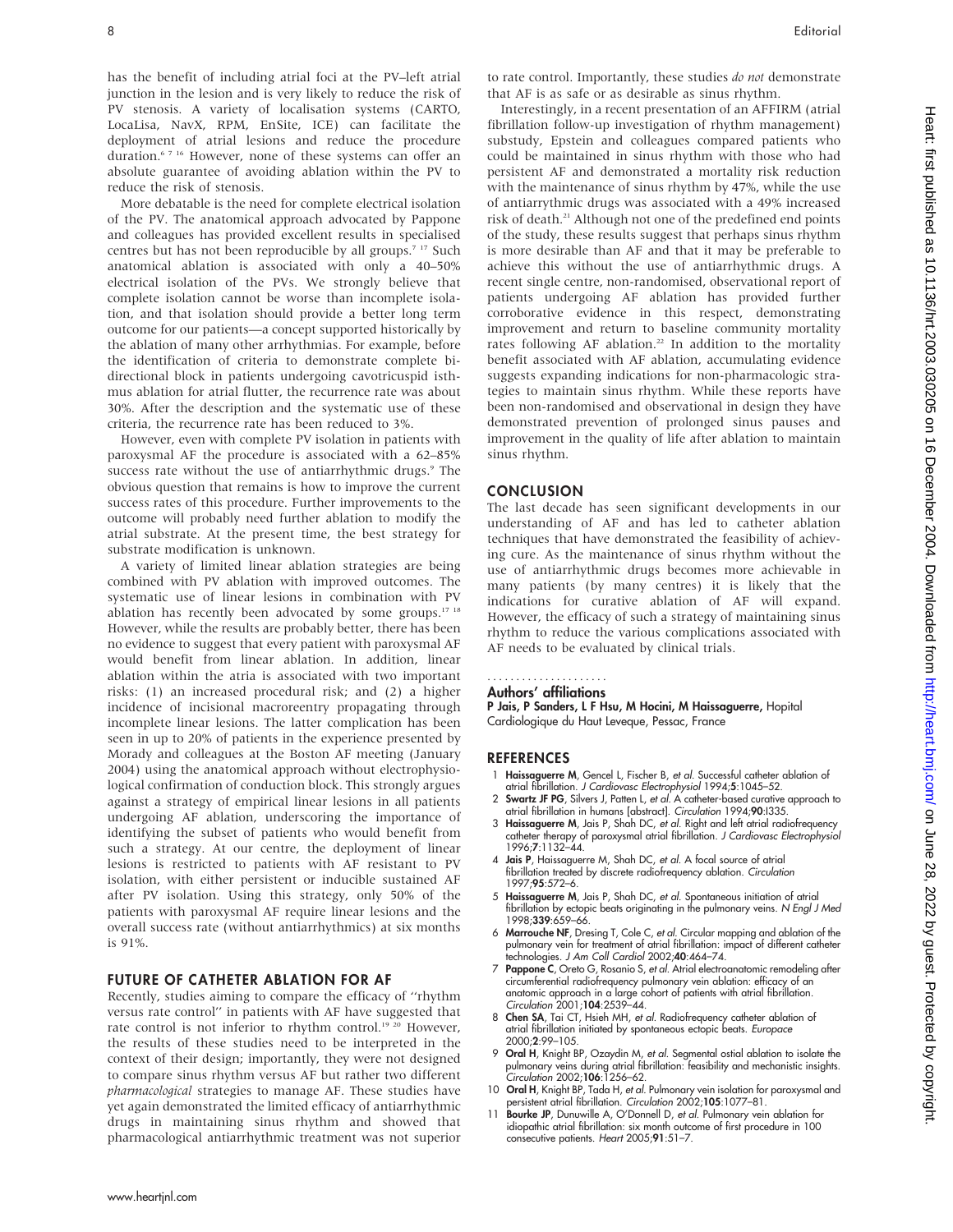has the benefit of including atrial foci at the PV–left atrial junction in the lesion and is very likely to reduce the risk of PV stenosis. A variety of localisation systems (CARTO, LocaLisa, NavX, RPM, EnSite, ICE) can facilitate the deployment of atrial lesions and reduce the procedure duration.[6 7 16] However, none of these systems can offer an absolute guarantee of avoiding ablation within the PV to reduce the risk of stenosis.

More debatable is the need for complete electrical isolation of the PV. The anatomical approach advocated by Pappone and colleagues has provided excellent results in specialised centres but has not been reproducible by all groups.[7 17] Such anatomical ablation is associated with only a 40–50% electrical isolation of the PVs. We strongly believe that complete isolation cannot be worse than incomplete isolation, and that isolation should provide a better long term outcome for our patients—a concept supported historically by the ablation of many other arrhythmias. For example, before the identification of criteria to demonstrate complete bi-directional block in patients undergoing cavotricuspid isthmus ablation for atrial flutter, the recurrence rate was about 30%. After the description and the systematic use of these criteria, the recurrence rate has been reduced to 3%.

However, even with complete PV isolation in patients with paroxysmal AF the procedure is associated with a 62–85% success rate without the use of antiarrhythmic drugs.[9] The obvious question that remains is how to improve the current success rates of this procedure. Further improvements to the outcome will probably need further ablation to modify the atrial substrate. At the present time, the best strategy for substrate modification is unknown.

A variety of limited linear ablation strategies are being combined with PV ablation with improved outcomes. The systematic use of linear lesions in combination with PV ablation has recently been advocated by some groups.[17 18] However, while the results are probably better, there has been no evidence to suggest that every patient with paroxysmal AF would benefit from linear ablation. In addition, linear ablation within the atria is associated with two important risks: (1) an increased procedural risk; and (2) a higher incidence of incisional macroreentry propagating through incomplete linear lesions. The latter complication has been seen in up to 20% of patients in the experience presented by Morady and colleagues at the Boston AF meeting (January 2004) using the anatomical approach without electrophysiological confirmation of conduction block. This strongly argues against a strategy of empirical linear lesions in all patients undergoing AF ablation, underscoring the importance of identifying the subset of patients who would benefit from such a strategy. At our centre, the deployment of linear lesions is restricted to patients with AF resistant to PV isolation, with either persistent or inducible sustained AF after PV isolation. Using this strategy, only 50% of the patients with paroxysmal AF require linear lesions and the overall success rate (without antiarrhythmics) at six months is 91%.

## FUTURE OF CATHETER ABLATION FOR AF

Recently, studies aiming to compare the efficacy of "rhythm versus rate control" in patients with AF have suggested that rate control is not inferior to rhythm control.[19 20] However, the results of these studies need to be interpreted in the context of their design; importantly, they were not designed to compare sinus rhythm versus AF but rather two different *pharmacological* strategies to manage AF. These studies have yet again demonstrated the limited efficacy of antiarrhythmic drugs in maintaining sinus rhythm and showed that pharmacological antiarrhythmic treatment was not superior to rate control. Importantly, these studies *do not* demonstrate that AF is as safe or as desirable as sinus rhythm.

Interestingly, in a recent presentation of an AFFIRM (atrial fibrillation follow-up investigation of rhythm management) substudy, Epstein and colleagues compared patients who could be maintained in sinus rhythm with those who had persistent AF and demonstrated a mortality risk reduction with the maintenance of sinus rhythm by 47%, while the use of antiarrythmic drugs was associated with a 49% increased risk of death.[21] Although not one of the predefined end points of the study, these results suggest that perhaps sinus rhythm is more desirable than AF and that it may be preferable to achieve this without the use of antiarrhythmic drugs. A recent single centre, non-randomised, observational report of patients undergoing AF ablation has provided further corroborative evidence in this respect, demonstrating improvement and return to baseline community mortality rates following AF ablation.[22] In addition to the mortality benefit associated with AF ablation, accumulating evidence suggests expanding indications for non-pharmacologic strategies to maintain sinus rhythm. While these reports have been non-randomised and observational in design they have demonstrated prevention of prolonged sinus pauses and improvement in the quality of life after ablation to maintain sinus rhythm.

## CONCLUSION

The last decade has seen significant developments in our understanding of AF and has led to catheter ablation techniques that have demonstrated the feasibility of achieving cure. As the maintenance of sinus rhythm without the use of antiarrhythmic drugs becomes more achievable in many patients (by many centres) it is likely that the indications for curative ablation of AF will expand. However, the efficacy of such a strategy of maintaining sinus rhythm to reduce the various complications associated with AF needs to be evaluated by clinical trials.

### Authors' affiliations

**P Jais, P Sanders, L F Hsu, M Hocini, M Haissaguerre,** Hopital Cardiologique du Haut Leveque, Pessac, France

## REFERENCES

1. **Haissaguerre M**, Gencel L, Fischer B, *et al*. Successful catheter ablation of atrial fibrillation. *J Cardiovasc Electrophysiol* 1994;**5**:1045–52.
2. **Swartz JF PG**, Silvers J, Patten L, *et al*. A catheter-based curative approach to atrial fibrillation in humans [abstract]. *Circulation* 1994;**90**:I335.
3. **Haissaguerre M**, Jais P, Shah DC, *et al*. Right and left atrial radiofrequency catheter therapy of paroxysmal atrial fibrillation. *J Cardiovasc Electrophysiol* 1996;**7**:1132–44.
4. **Jais P**, Haissaguerre M, Shah DC, *et al*. A focal source of atrial fibrillation treated by discrete radiofrequency ablation. *Circulation* 1997;**95**:572–6.
5. **Haissaguerre M**, Jais P, Shah DC, *et al*. Spontaneous initiation of atrial fibrillation by ectopic beats originating in the pulmonary veins. *N Engl J Med* 1998;**339**:659–66.
6. **Marrouche NF**, Dresing T, Cole C, *et al*. Circular mapping and ablation of the pulmonary vein for treatment of atrial fibrillation: impact of different catheter technologies. *J Am Coll Cardiol* 2002;**40**:464–74.
7. **Pappone C**, Oreto G, Rosanio S, *et al*. Atrial electroanatomic remodeling after circumferential radiofrequency pulmonary vein ablation: efficacy of an anatomic approach in a large cohort of patients with atrial fibrillation. *Circulation* 2001;**104**:2539–44.
8. **Chen SA**, Tai CT, Hsieh MH, *et al*. Radiofrequency catheter ablation of atrial fibrillation initiated by spontaneous ectopic beats. *Europace* 2000;**2**:99–105.
9. **Oral H**, Knight BP, Ozaydin M, *et al*. Segmental ostial ablation to isolate the pulmonary veins during atrial fibrillation: feasibility and mechanistic insights. *Circulation* 2002;**106**:1256–62.
10. **Oral H**, Knight BP, Tada H, *et al*. Pulmonary vein isolation for paroxysmal and persistent atrial fibrillation. *Circulation* 2002;**105**:1077–81.
11. **Bourke JP**, Dunuwille A, O'Donnell D, *et al*. Pulmonary vein ablation for idiopathic atrial fibrillation: six month outcome of first procedure in 100 consecutive patients. *Heart* 2005;**91**:51–7.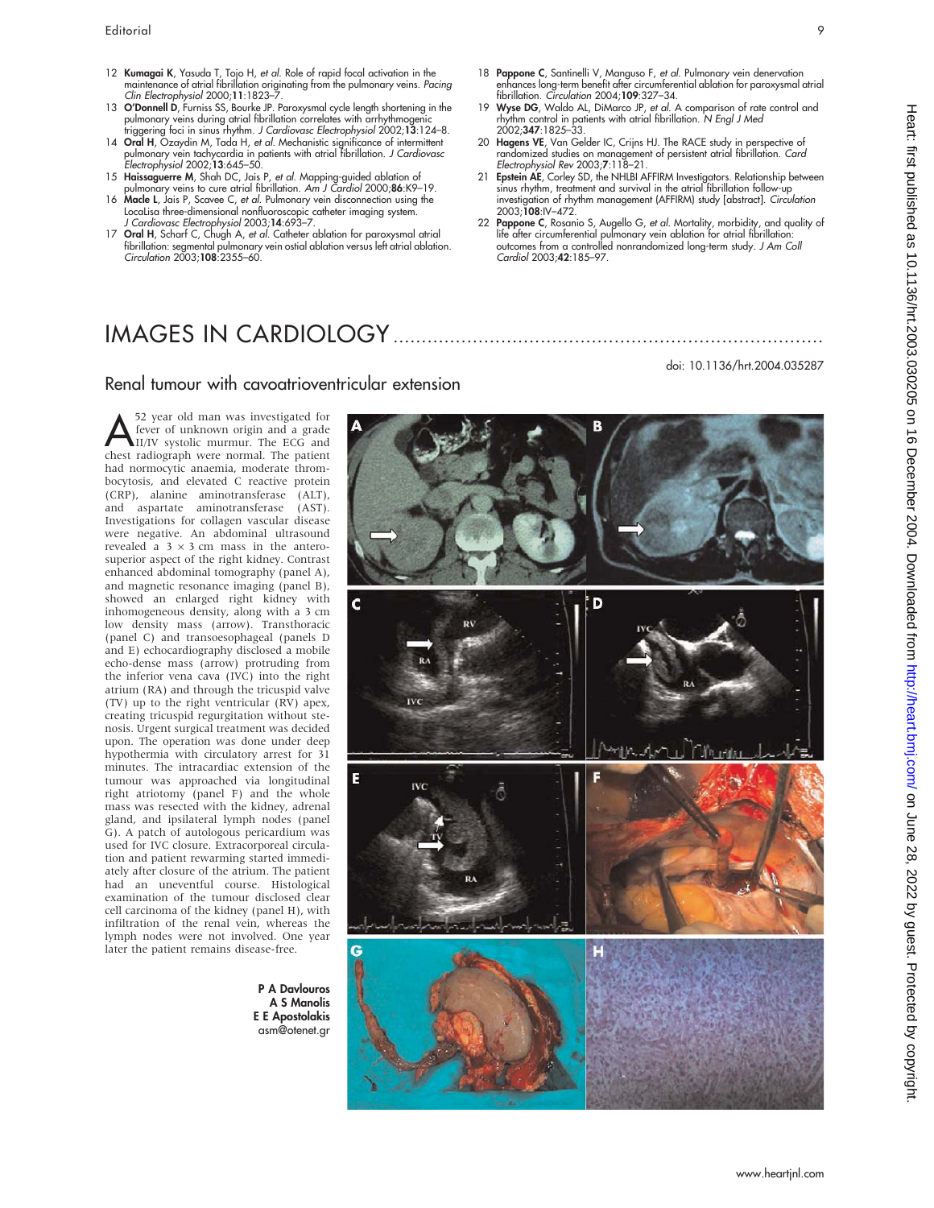12 **Kumagai K**, Yasuda T, Tojo H, *et al.* Role of rapid focal activation in the maintenance of atrial fibrillation originating from the pulmonary veins. *Pacing Clin Electrophysiol* 2000;**11**:1823–7.

13 **O'Donnell D**, Furniss SS, Bourke JP. Paroxysmal cycle length shortening in the pulmonary veins during atrial fibrillation correlates with arrhythmogenic triggering foci in sinus rhythm. *J Cardiovasc Electrophysiol* 2002;**13**:124–8.

14 **Oral H**, Ozaydin M, Tada H, *et al.* Mechanistic significance of intermittent pulmonary vein tachycardia in patients with atrial fibrillation. *J Cardiovasc Electrophysiol* 2002;**13**:645–50.

15 **Haissaguerre M**, Shah DC, Jais P, *et al.* Mapping-guided ablation of pulmonary veins to cure atrial fibrillation. *Am J Cardiol* 2000;**86**:K9–19.

16 **Macle L**, Jais P, Scavee C, *et al.* Pulmonary vein disconnection using the LocaLisa three-dimensional nonfluoroscopic catheter imaging system. *J Cardiovasc Electrophysiol* 2003;**14**:693–7.

17 **Oral H**, Scharf C, Chugh A, *et al.* Catheter ablation for paroxysmal atrial fibrillation: segmental pulmonary vein ostial ablation versus left atrial ablation. *Circulation* 2003;**108**:2355–60.

18 **Pappone C**, Santinelli V, Manguso F, *et al.* Pulmonary vein denervation enhances long-term benefit after circumferential ablation for paroxysmal atrial fibrillation. *Circulation* 2004;**109**:327–34.

19 **Wyse DG**, Waldo AL, DiMarco JP, *et al.* A comparison of rate control and rhythm control in patients with atrial fibrillation. *N Engl J Med* 2002;**347**:1825–33.

20 **Hagens VE**, Van Gelder IC, Crijns HJ. The RACE study in perspective of randomized studies on management of persistent atrial fibrillation. *Card Electrophysiol Rev* 2003;**7**:118–21.

21 **Epstein AE**, Corley SD, the NHLBI AFFIRM Investigators. Relationship between sinus rhythm, treatment and survival in the atrial fibrillation follow-up investigation of rhythm management (AFFIRM) study [abstract]. *Circulation* 2003;**108**:IV–472.

22 **Pappone C**, Rosanio S, Augello G, *et al.* Mortality, morbidity, and quality of life after circumferential pulmonary vein ablation for atrial fibrillation: outcomes from a controlled nonrandomized long-term study. *J Am Coll Cardiol* 2003;**42**:185–97.

# IMAGES IN CARDIOLOGY

doi: 10.1136/hrt.2004.035287

## Renal tumour with cavoatrioventricular extension

A 52 year old man was investigated for fever of unknown origin and a grade II/IV systolic murmur. The ECG and chest radiograph were normal. The patient had normocytic anaemia, moderate thrombocytosis, and elevated C reactive protein (CRP), alanine aminotransferase (ALT), and aspartate aminotransferase (AST). Investigations for collagen vascular disease were negative. An abdominal ultrasound revealed a 3 × 3 cm mass in the anterosuperior aspect of the right kidney. Contrast enhanced abdominal tomography (panel A), and magnetic resonance imaging (panel B), showed an enlarged right kidney with inhomogeneous density, along with a 3 cm low density mass (arrow). Transthoracic (panel C) and transoesophageal (panels D and E) echocardiography disclosed a mobile echo-dense mass (arrow) protruding from the inferior vena cava (IVC) into the right atrium (RA) and through the tricuspid valve (TV) up to the right ventricular (RV) apex, creating tricuspid regurgitation without stenosis. Urgent surgical treatment was decided upon. The operation was done under deep hypothermia with circulatory arrest for 31 minutes. The intracardiac extension of the tumour was approached via longitudinal right atriotomy (panel F) and the whole mass was resected with the kidney, adrenal gland, and ipsilateral lymph nodes (panel G). A patch of autologous pericardium was used for IVC closure. Extracorporeal circulation and patient rewarming started immediately after closure of the atrium. The patient had an uneventful course. Histological examination of the tumour disclosed clear cell carcinoma of the kidney (panel H), with infiltration of the renal vein, whereas the lymph nodes were not involved. One year later the patient remains disease-free.

**P A Davlouros**
**A S Manolis**
**E E Apostolakis**
asm@otenet.gr